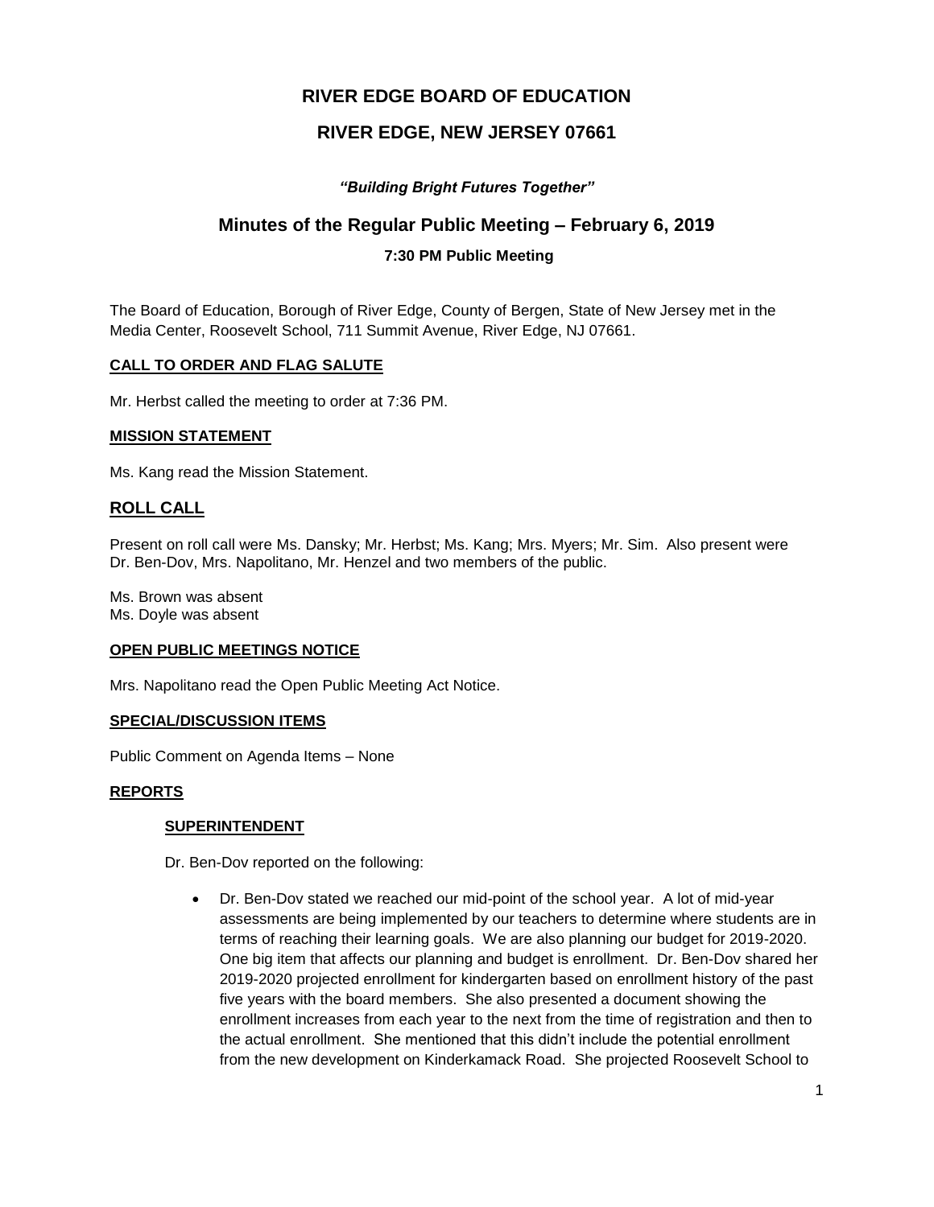# RIVER EDGE BOARD OF EDUCATION

## RIVER EDGE, NEW JERSEY 07661

***"Building Bright Futures Together"***

## Minutes of the Regular Public Meeting – February 6, 2019

### 7:30 PM Public Meeting

The Board of Education, Borough of River Edge, County of Bergen, State of New Jersey met in the Media Center, Roosevelt School, 711 Summit Avenue, River Edge, NJ 07661.

**CALL TO ORDER AND FLAG SALUTE**

Mr. Herbst called the meeting to order at 7:36 PM.

**MISSION STATEMENT**

Ms. Kang read the Mission Statement.

## ROLL CALL

Present on roll call were Ms. Dansky; Mr. Herbst; Ms. Kang; Mrs. Myers; Mr. Sim. Also present were Dr. Ben-Dov, Mrs. Napolitano, Mr. Henzel and two members of the public.

Ms. Brown was absent
Ms. Doyle was absent

**OPEN PUBLIC MEETINGS NOTICE**

Mrs. Napolitano read the Open Public Meeting Act Notice.

**SPECIAL/DISCUSSION ITEMS**

Public Comment on Agenda Items – None

**REPORTS**

**SUPERINTENDENT**

Dr. Ben-Dov reported on the following:

- Dr. Ben-Dov stated we reached our mid-point of the school year. A lot of mid-year assessments are being implemented by our teachers to determine where students are in terms of reaching their learning goals. We are also planning our budget for 2019-2020. One big item that affects our planning and budget is enrollment. Dr. Ben-Dov shared her 2019-2020 projected enrollment for kindergarten based on enrollment history of the past five years with the board members. She also presented a document showing the enrollment increases from each year to the next from the time of registration and then to the actual enrollment. She mentioned that this didn't include the potential enrollment from the new development on Kinderkamack Road. She projected Roosevelt School to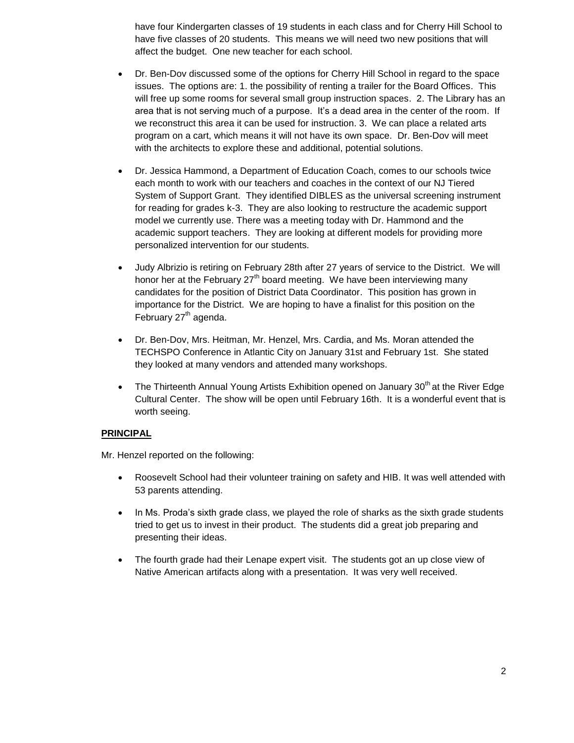have four Kindergarten classes of 19 students in each class and for Cherry Hill School to have five classes of 20 students. This means we will need two new positions that will affect the budget. One new teacher for each school.

- Dr. Ben-Dov discussed some of the options for Cherry Hill School in regard to the space issues. The options are: 1. the possibility of renting a trailer for the Board Offices. This will free up some rooms for several small group instruction spaces. 2. The Library has an area that is not serving much of a purpose. It's a dead area in the center of the room. If we reconstruct this area it can be used for instruction. 3. We can place a related arts program on a cart, which means it will not have its own space. Dr. Ben-Dov will meet with the architects to explore these and additional, potential solutions.
- Dr. Jessica Hammond, a Department of Education Coach, comes to our schools twice each month to work with our teachers and coaches in the context of our NJ Tiered System of Support Grant. They identified DIBLES as the universal screening instrument for reading for grades k-3. They are also looking to restructure the academic support model we currently use. There was a meeting today with Dr. Hammond and the academic support teachers. They are looking at different models for providing more personalized intervention for our students.
- Judy Albrizio is retiring on February 28th after 27 years of service to the District. We will honor her at the February 27th board meeting. We have been interviewing many candidates for the position of District Data Coordinator. This position has grown in importance for the District. We are hoping to have a finalist for this position on the February 27th agenda.
- Dr. Ben-Dov, Mrs. Heitman, Mr. Henzel, Mrs. Cardia, and Ms. Moran attended the TECHSPO Conference in Atlantic City on January 31st and February 1st. She stated they looked at many vendors and attended many workshops.
- The Thirteenth Annual Young Artists Exhibition opened on January 30th at the River Edge Cultural Center. The show will be open until February 16th. It is a wonderful event that is worth seeing.

**PRINCIPAL**

Mr. Henzel reported on the following:

- Roosevelt School had their volunteer training on safety and HIB. It was well attended with 53 parents attending.
- In Ms. Proda's sixth grade class, we played the role of sharks as the sixth grade students tried to get us to invest in their product. The students did a great job preparing and presenting their ideas.
- The fourth grade had their Lenape expert visit. The students got an up close view of Native American artifacts along with a presentation. It was very well received.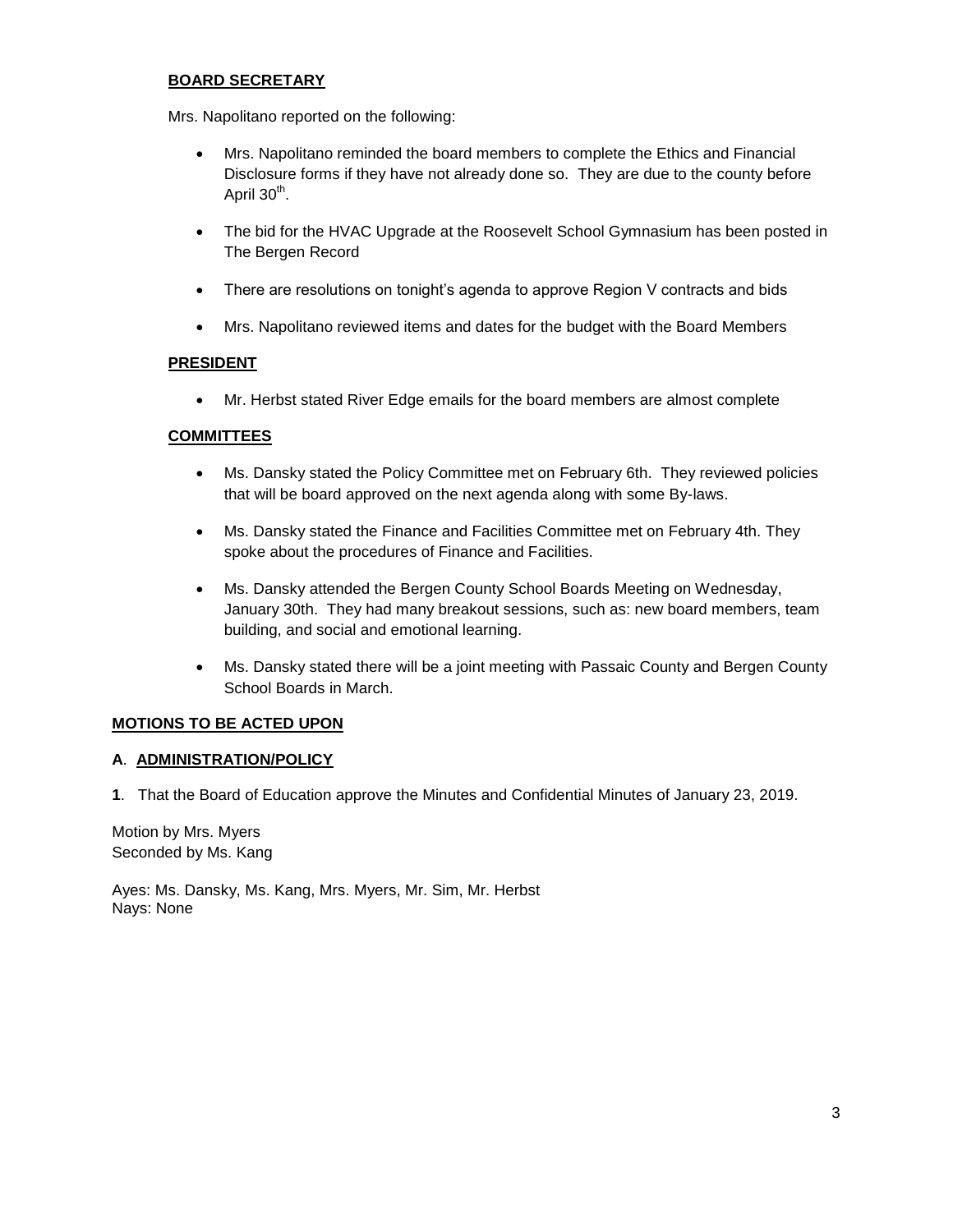**BOARD SECRETARY**

Mrs. Napolitano reported on the following:

- Mrs. Napolitano reminded the board members to complete the Ethics and Financial Disclosure forms if they have not already done so. They are due to the county before April 30th.
- The bid for the HVAC Upgrade at the Roosevelt School Gymnasium has been posted in The Bergen Record
- There are resolutions on tonight's agenda to approve Region V contracts and bids
- Mrs. Napolitano reviewed items and dates for the budget with the Board Members

**PRESIDENT**

- Mr. Herbst stated River Edge emails for the board members are almost complete

**COMMITTEES**

- Ms. Dansky stated the Policy Committee met on February 6th. They reviewed policies that will be board approved on the next agenda along with some By-laws.
- Ms. Dansky stated the Finance and Facilities Committee met on February 4th. They spoke about the procedures of Finance and Facilities.
- Ms. Dansky attended the Bergen County School Boards Meeting on Wednesday, January 30th. They had many breakout sessions, such as: new board members, team building, and social and emotional learning.
- Ms. Dansky stated there will be a joint meeting with Passaic County and Bergen County School Boards in March.

**MOTIONS TO BE ACTED UPON**

**A**. **ADMINISTRATION/POLICY**

**1**. That the Board of Education approve the Minutes and Confidential Minutes of January 23, 2019.

Motion by Mrs. Myers
Seconded by Ms. Kang

Ayes: Ms. Dansky, Ms. Kang, Mrs. Myers, Mr. Sim, Mr. Herbst
Nays: None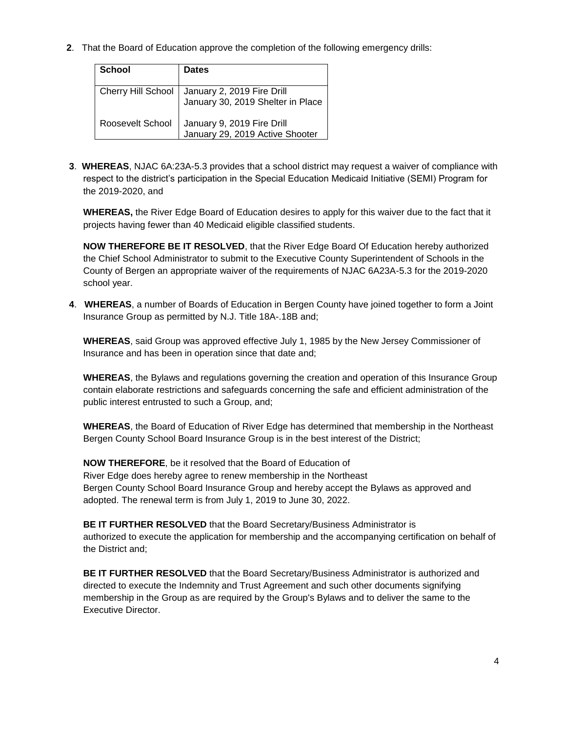**2**. That the Board of Education approve the completion of the following emergency drills:

| School | Dates |
| --- | --- |
| Cherry Hill School | January 2, 2019 Fire Drill<br>January 30, 2019 Shelter in Place |
| Roosevelt School | January 9, 2019 Fire Drill<br>January 29, 2019 Active Shooter |

**3**. **WHEREAS**, NJAC 6A:23A-5.3 provides that a school district may request a waiver of compliance with respect to the district's participation in the Special Education Medicaid Initiative (SEMI) Program for the 2019-2020, and

**WHEREAS,** the River Edge Board of Education desires to apply for this waiver due to the fact that it projects having fewer than 40 Medicaid eligible classified students.

**NOW THEREFORE BE IT RESOLVED**, that the River Edge Board Of Education hereby authorized the Chief School Administrator to submit to the Executive County Superintendent of Schools in the County of Bergen an appropriate waiver of the requirements of NJAC 6A23A-5.3 for the 2019-2020 school year.

**4**. **WHEREAS**, a number of Boards of Education in Bergen County have joined together to form a Joint Insurance Group as permitted by N.J. Title 18A-.18B and;

**WHEREAS**, said Group was approved effective July 1, 1985 by the New Jersey Commissioner of Insurance and has been in operation since that date and;

**WHEREAS**, the Bylaws and regulations governing the creation and operation of this Insurance Group contain elaborate restrictions and safeguards concerning the safe and efficient administration of the public interest entrusted to such a Group, and;

**WHEREAS**, the Board of Education of River Edge has determined that membership in the Northeast Bergen County School Board Insurance Group is in the best interest of the District;

**NOW THEREFORE**, be it resolved that the Board of Education of River Edge does hereby agree to renew membership in the Northeast Bergen County School Board Insurance Group and hereby accept the Bylaws as approved and adopted. The renewal term is from July 1, 2019 to June 30, 2022.

**BE IT FURTHER RESOLVED** that the Board Secretary/Business Administrator is authorized to execute the application for membership and the accompanying certification on behalf of the District and;

**BE IT FURTHER RESOLVED** that the Board Secretary/Business Administrator is authorized and directed to execute the Indemnity and Trust Agreement and such other documents signifying membership in the Group as are required by the Group's Bylaws and to deliver the same to the Executive Director.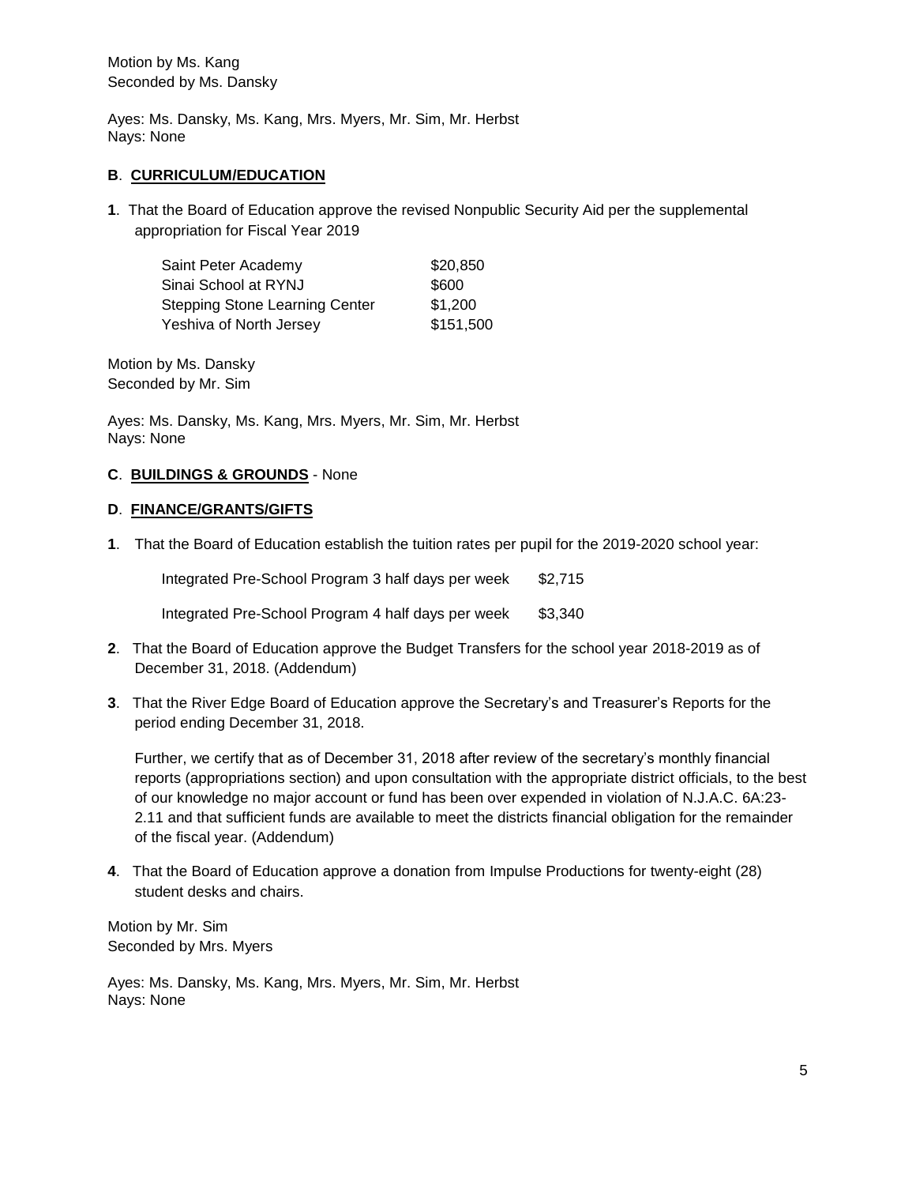Motion by Ms. Kang
Seconded by Ms. Dansky

Ayes: Ms. Dansky, Ms. Kang, Mrs. Myers, Mr. Sim, Mr. Herbst
Nays: None

**B**. **CURRICULUM/EDUCATION**

**1**. That the Board of Education approve the revised Nonpublic Security Aid per the supplemental appropriation for Fiscal Year 2019

| | |
|---|---|
| Saint Peter Academy | $20,850 |
| Sinai School at RYNJ | $600 |
| Stepping Stone Learning Center | $1,200 |
| Yeshiva of North Jersey | $151,500 |

Motion by Ms. Dansky
Seconded by Mr. Sim

Ayes: Ms. Dansky, Ms. Kang, Mrs. Myers, Mr. Sim, Mr. Herbst
Nays: None

**C**. **BUILDINGS & GROUNDS** - None

**D**. **FINANCE/GRANTS/GIFTS**

**1**. That the Board of Education establish the tuition rates per pupil for the 2019-2020 school year:

| | |
|---|---|
| Integrated Pre-School Program 3 half days per week | $2,715 |
| Integrated Pre-School Program 4 half days per week | $3,340 |

**2**. That the Board of Education approve the Budget Transfers for the school year 2018-2019 as of December 31, 2018. (Addendum)

**3**. That the River Edge Board of Education approve the Secretary's and Treasurer's Reports for the period ending December 31, 2018.

Further, we certify that as of December 31, 2018 after review of the secretary's monthly financial reports (appropriations section) and upon consultation with the appropriate district officials, to the best of our knowledge no major account or fund has been over expended in violation of N.J.A.C. 6A:23-2.11 and that sufficient funds are available to meet the districts financial obligation for the remainder of the fiscal year. (Addendum)

**4**. That the Board of Education approve a donation from Impulse Productions for twenty-eight (28) student desks and chairs.

Motion by Mr. Sim
Seconded by Mrs. Myers

Ayes: Ms. Dansky, Ms. Kang, Mrs. Myers, Mr. Sim, Mr. Herbst
Nays: None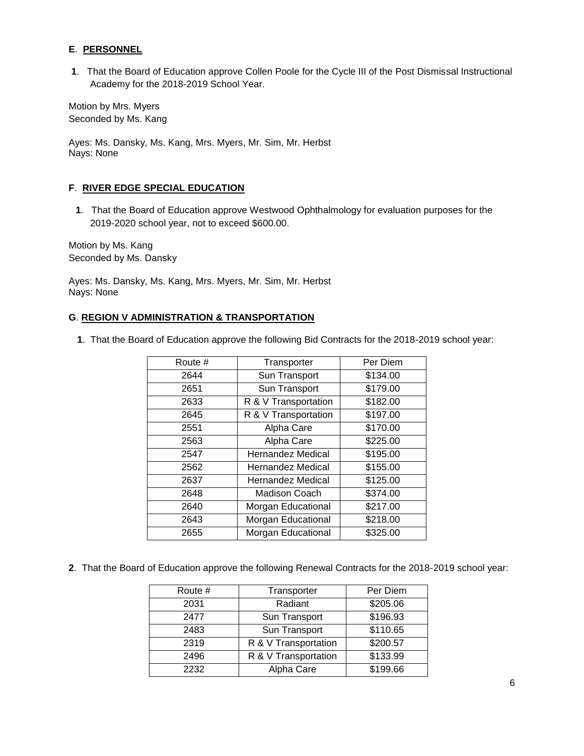**E**. **PERSONNEL**

**1**. That the Board of Education approve Collen Poole for the Cycle III of the Post Dismissal Instructional Academy for the 2018-2019 School Year.

Motion by Mrs. Myers
Seconded by Ms. Kang

Ayes: Ms. Dansky, Ms. Kang, Mrs. Myers, Mr. Sim, Mr. Herbst
Nays: None

**F**. **RIVER EDGE SPECIAL EDUCATION**

**1**. That the Board of Education approve Westwood Ophthalmology for evaluation purposes for the 2019-2020 school year, not to exceed $600.00.

Motion by Ms. Kang
Seconded by Ms. Dansky

Ayes: Ms. Dansky, Ms. Kang, Mrs. Myers, Mr. Sim, Mr. Herbst
Nays: None

**G**. **REGION V ADMINISTRATION & TRANSPORTATION**

**1**. That the Board of Education approve the following Bid Contracts for the 2018-2019 school year:

| Route # | Transporter | Per Diem |
|---|---|---|
| 2644 | Sun Transport | $134.00 |
| 2651 | Sun Transport | $179.00 |
| 2633 | R & V Transportation | $182.00 |
| 2645 | R & V Transportation | $197.00 |
| 2551 | Alpha Care | $170.00 |
| 2563 | Alpha Care | $225.00 |
| 2547 | Hernandez Medical | $195.00 |
| 2562 | Hernandez Medical | $155.00 |
| 2637 | Hernandez Medical | $125.00 |
| 2648 | Madison Coach | $374.00 |
| 2640 | Morgan Educational | $217.00 |
| 2643 | Morgan Educational | $218.00 |
| 2655 | Morgan Educational | $325.00 |

**2**. That the Board of Education approve the following Renewal Contracts for the 2018-2019 school year:

| Route # | Transporter | Per Diem |
|---|---|---|
| 2031 | Radiant | $205.06 |
| 2477 | Sun Transport | $196.93 |
| 2483 | Sun Transport | $110.65 |
| 2319 | R & V Transportation | $200.57 |
| 2496 | R & V Transportation | $133.99 |
| 2232 | Alpha Care | $199.66 |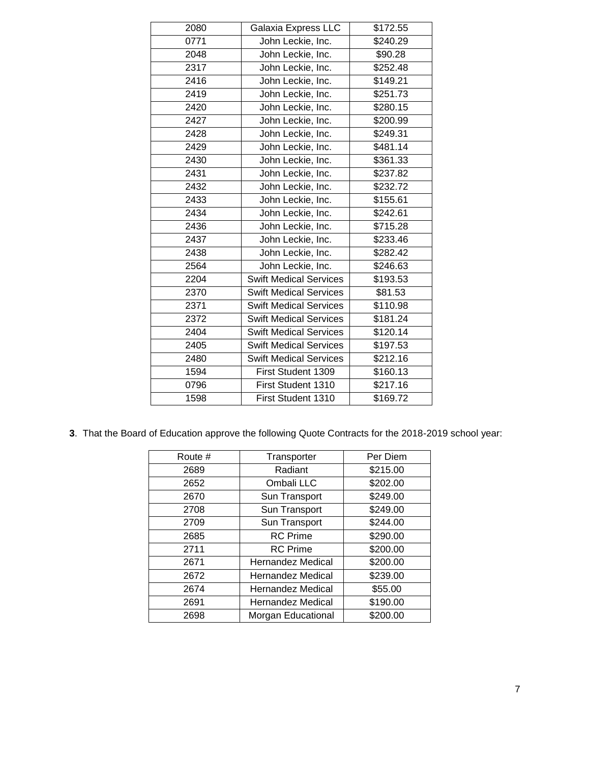| | | |
|---|---|---|
| 2080 | Galaxia Express LLC | $172.55 |
| 0771 | John Leckie, Inc. | $240.29 |
| 2048 | John Leckie, Inc. | $90.28 |
| 2317 | John Leckie, Inc. | $252.48 |
| 2416 | John Leckie, Inc. | $149.21 |
| 2419 | John Leckie, Inc. | $251.73 |
| 2420 | John Leckie, Inc. | $280.15 |
| 2427 | John Leckie, Inc. | $200.99 |
| 2428 | John Leckie, Inc. | $249.31 |
| 2429 | John Leckie, Inc. | $481.14 |
| 2430 | John Leckie, Inc. | $361.33 |
| 2431 | John Leckie, Inc. | $237.82 |
| 2432 | John Leckie, Inc. | $232.72 |
| 2433 | John Leckie, Inc. | $155.61 |
| 2434 | John Leckie, Inc. | $242.61 |
| 2436 | John Leckie, Inc. | $715.28 |
| 2437 | John Leckie, Inc. | $233.46 |
| 2438 | John Leckie, Inc. | $282.42 |
| 2564 | John Leckie, Inc. | $246.63 |
| 2204 | Swift Medical Services | $193.53 |
| 2370 | Swift Medical Services | $81.53 |
| 2371 | Swift Medical Services | $110.98 |
| 2372 | Swift Medical Services | $181.24 |
| 2404 | Swift Medical Services | $120.14 |
| 2405 | Swift Medical Services | $197.53 |
| 2480 | Swift Medical Services | $212.16 |
| 1594 | First Student 1309 | $160.13 |
| 0796 | First Student 1310 | $217.16 |
| 1598 | First Student 1310 | $169.72 |

**3**. That the Board of Education approve the following Quote Contracts for the 2018-2019 school year:

| Route # | Transporter | Per Diem |
|---|---|---|
| 2689 | Radiant | $215.00 |
| 2652 | Ombali LLC | $202.00 |
| 2670 | Sun Transport | $249.00 |
| 2708 | Sun Transport | $249.00 |
| 2709 | Sun Transport | $244.00 |
| 2685 | RC Prime | $290.00 |
| 2711 | RC Prime | $200.00 |
| 2671 | Hernandez Medical | $200.00 |
| 2672 | Hernandez Medical | $239.00 |
| 2674 | Hernandez Medical | $55.00 |
| 2691 | Hernandez Medical | $190.00 |
| 2698 | Morgan Educational | $200.00 |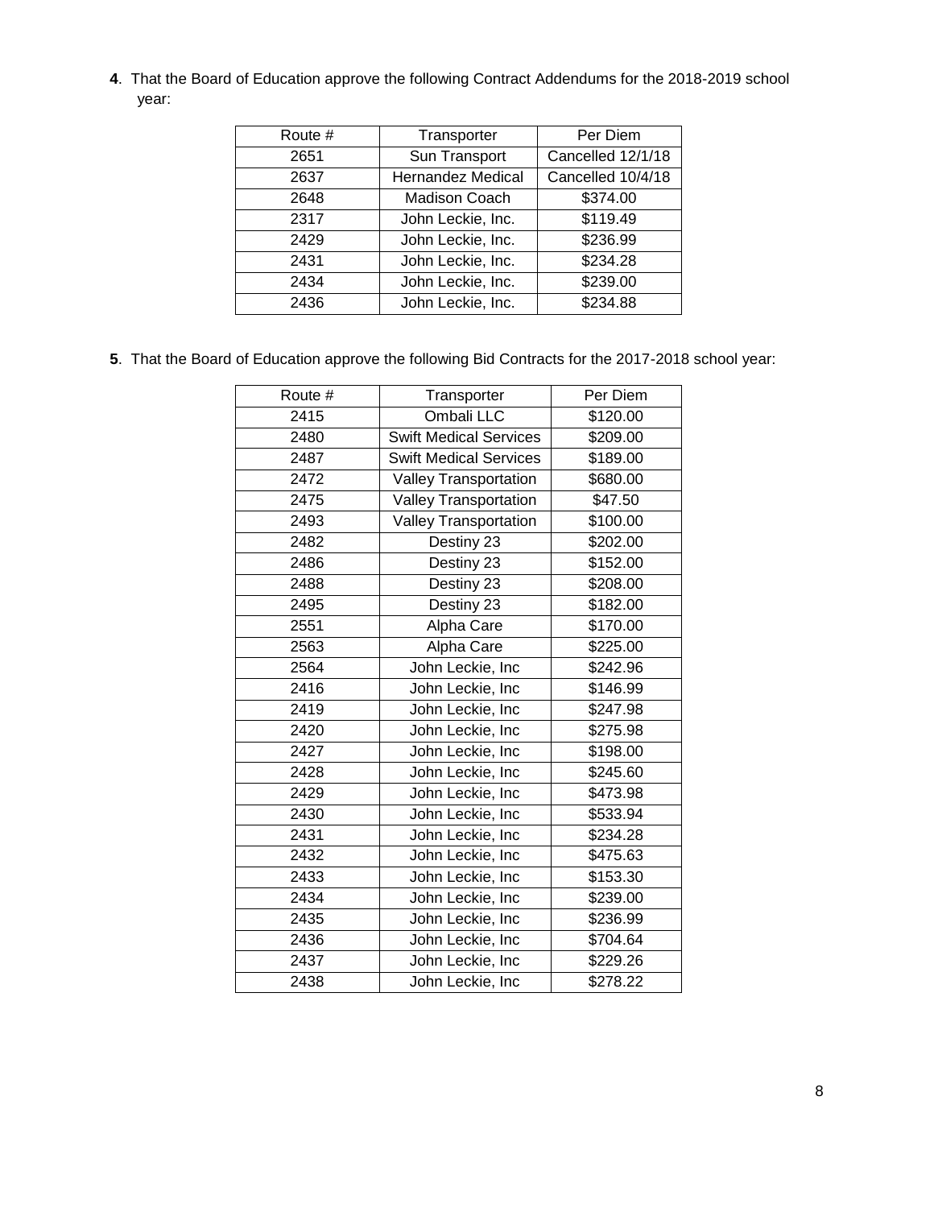**4**. That the Board of Education approve the following Contract Addendums for the 2018-2019 school year:

| Route # | Transporter | Per Diem |
|---|---|---|
| 2651 | Sun Transport | Cancelled 12/1/18 |
| 2637 | Hernandez Medical | Cancelled 10/4/18 |
| 2648 | Madison Coach | $374.00 |
| 2317 | John Leckie, Inc. | $119.49 |
| 2429 | John Leckie, Inc. | $236.99 |
| 2431 | John Leckie, Inc. | $234.28 |
| 2434 | John Leckie, Inc. | $239.00 |
| 2436 | John Leckie, Inc. | $234.88 |

**5**. That the Board of Education approve the following Bid Contracts for the 2017-2018 school year:

| Route # | Transporter | Per Diem |
|---|---|---|
| 2415 | Ombali LLC | $120.00 |
| 2480 | Swift Medical Services | $209.00 |
| 2487 | Swift Medical Services | $189.00 |
| 2472 | Valley Transportation | $680.00 |
| 2475 | Valley Transportation | $47.50 |
| 2493 | Valley Transportation | $100.00 |
| 2482 | Destiny 23 | $202.00 |
| 2486 | Destiny 23 | $152.00 |
| 2488 | Destiny 23 | $208.00 |
| 2495 | Destiny 23 | $182.00 |
| 2551 | Alpha Care | $170.00 |
| 2563 | Alpha Care | $225.00 |
| 2564 | John Leckie, Inc | $242.96 |
| 2416 | John Leckie, Inc | $146.99 |
| 2419 | John Leckie, Inc | $247.98 |
| 2420 | John Leckie, Inc | $275.98 |
| 2427 | John Leckie, Inc | $198.00 |
| 2428 | John Leckie, Inc | $245.60 |
| 2429 | John Leckie, Inc | $473.98 |
| 2430 | John Leckie, Inc | $533.94 |
| 2431 | John Leckie, Inc | $234.28 |
| 2432 | John Leckie, Inc | $475.63 |
| 2433 | John Leckie, Inc | $153.30 |
| 2434 | John Leckie, Inc | $239.00 |
| 2435 | John Leckie, Inc | $236.99 |
| 2436 | John Leckie, Inc | $704.64 |
| 2437 | John Leckie, Inc | $229.26 |
| 2438 | John Leckie, Inc | $278.22 |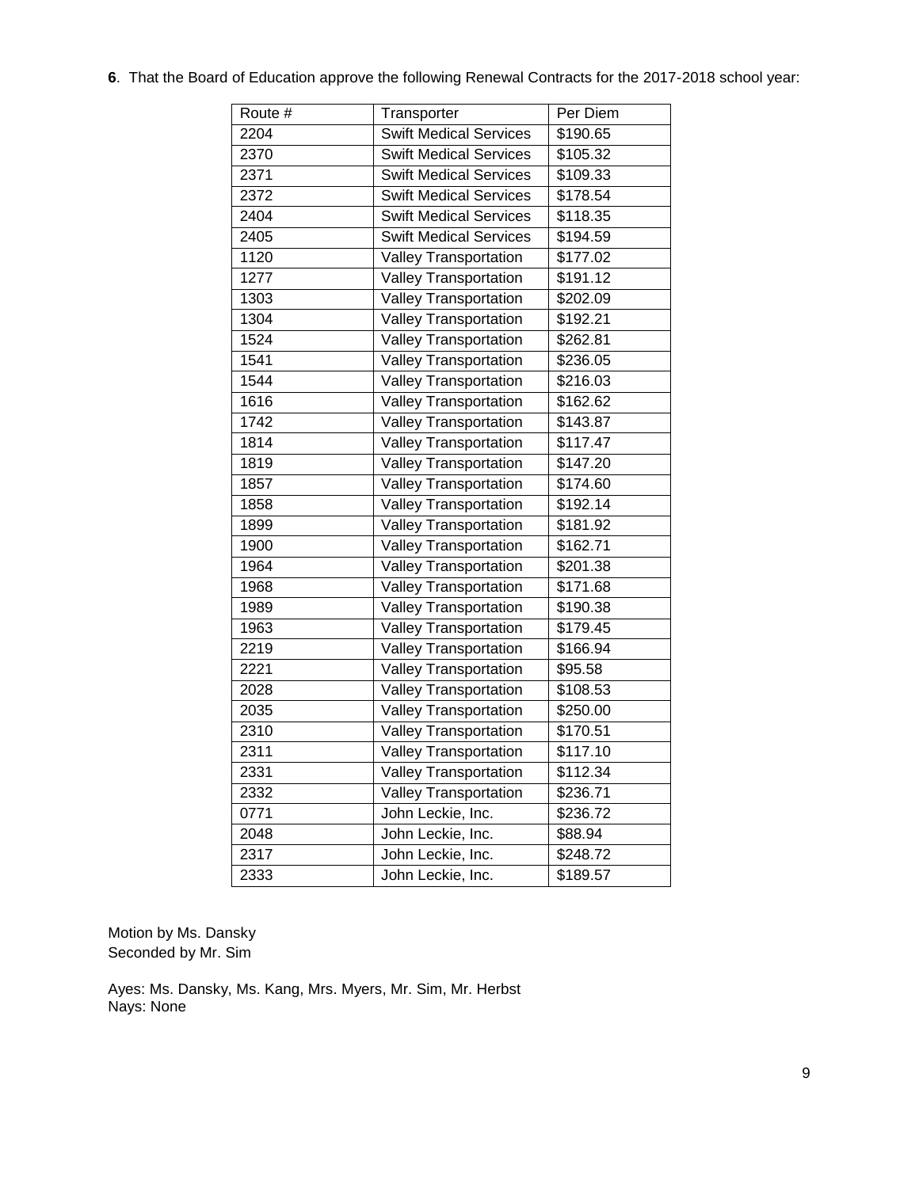**6**. That the Board of Education approve the following Renewal Contracts for the 2017-2018 school year:

| Route # | Transporter | Per Diem |
|---|---|---|
| 2204 | Swift Medical Services | $190.65 |
| 2370 | Swift Medical Services | $105.32 |
| 2371 | Swift Medical Services | $109.33 |
| 2372 | Swift Medical Services | $178.54 |
| 2404 | Swift Medical Services | $118.35 |
| 2405 | Swift Medical Services | $194.59 |
| 1120 | Valley Transportation | $177.02 |
| 1277 | Valley Transportation | $191.12 |
| 1303 | Valley Transportation | $202.09 |
| 1304 | Valley Transportation | $192.21 |
| 1524 | Valley Transportation | $262.81 |
| 1541 | Valley Transportation | $236.05 |
| 1544 | Valley Transportation | $216.03 |
| 1616 | Valley Transportation | $162.62 |
| 1742 | Valley Transportation | $143.87 |
| 1814 | Valley Transportation | $117.47 |
| 1819 | Valley Transportation | $147.20 |
| 1857 | Valley Transportation | $174.60 |
| 1858 | Valley Transportation | $192.14 |
| 1899 | Valley Transportation | $181.92 |
| 1900 | Valley Transportation | $162.71 |
| 1964 | Valley Transportation | $201.38 |
| 1968 | Valley Transportation | $171.68 |
| 1989 | Valley Transportation | $190.38 |
| 1963 | Valley Transportation | $179.45 |
| 2219 | Valley Transportation | $166.94 |
| 2221 | Valley Transportation | $95.58 |
| 2028 | Valley Transportation | $108.53 |
| 2035 | Valley Transportation | $250.00 |
| 2310 | Valley Transportation | $170.51 |
| 2311 | Valley Transportation | $117.10 |
| 2331 | Valley Transportation | $112.34 |
| 2332 | Valley Transportation | $236.71 |
| 0771 | John Leckie, Inc. | $236.72 |
| 2048 | John Leckie, Inc. | $88.94 |
| 2317 | John Leckie, Inc. | $248.72 |
| 2333 | John Leckie, Inc. | $189.57 |

Motion by Ms. Dansky
Seconded by Mr. Sim

Ayes: Ms. Dansky, Ms. Kang, Mrs. Myers, Mr. Sim, Mr. Herbst
Nays: None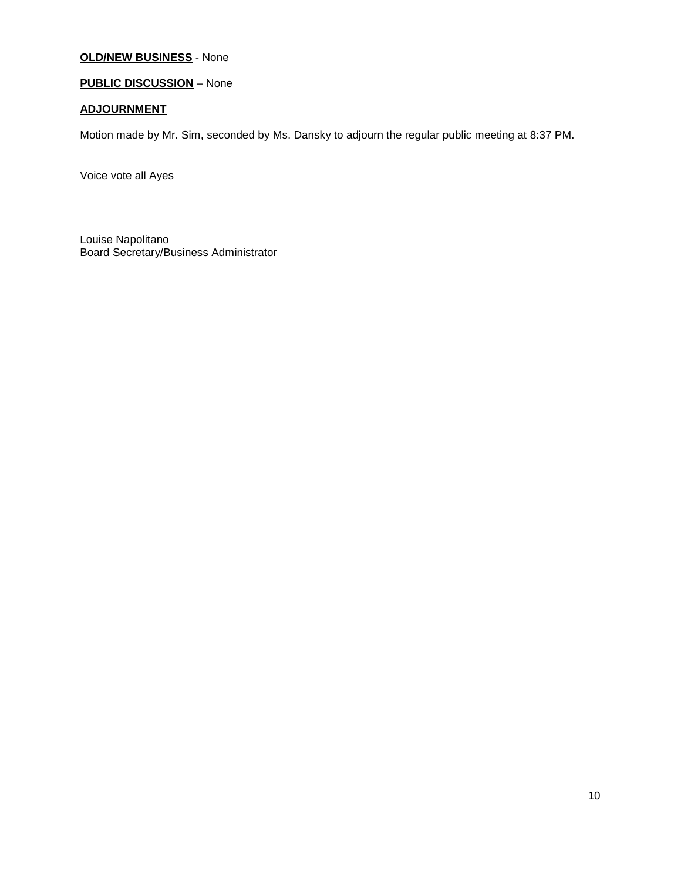**OLD/NEW BUSINESS** - None

**PUBLIC DISCUSSION** – None

**ADJOURNMENT**

Motion made by Mr. Sim, seconded by Ms. Dansky to adjourn the regular public meeting at 8:37 PM.

Voice vote all Ayes

Louise Napolitano
Board Secretary/Business Administrator